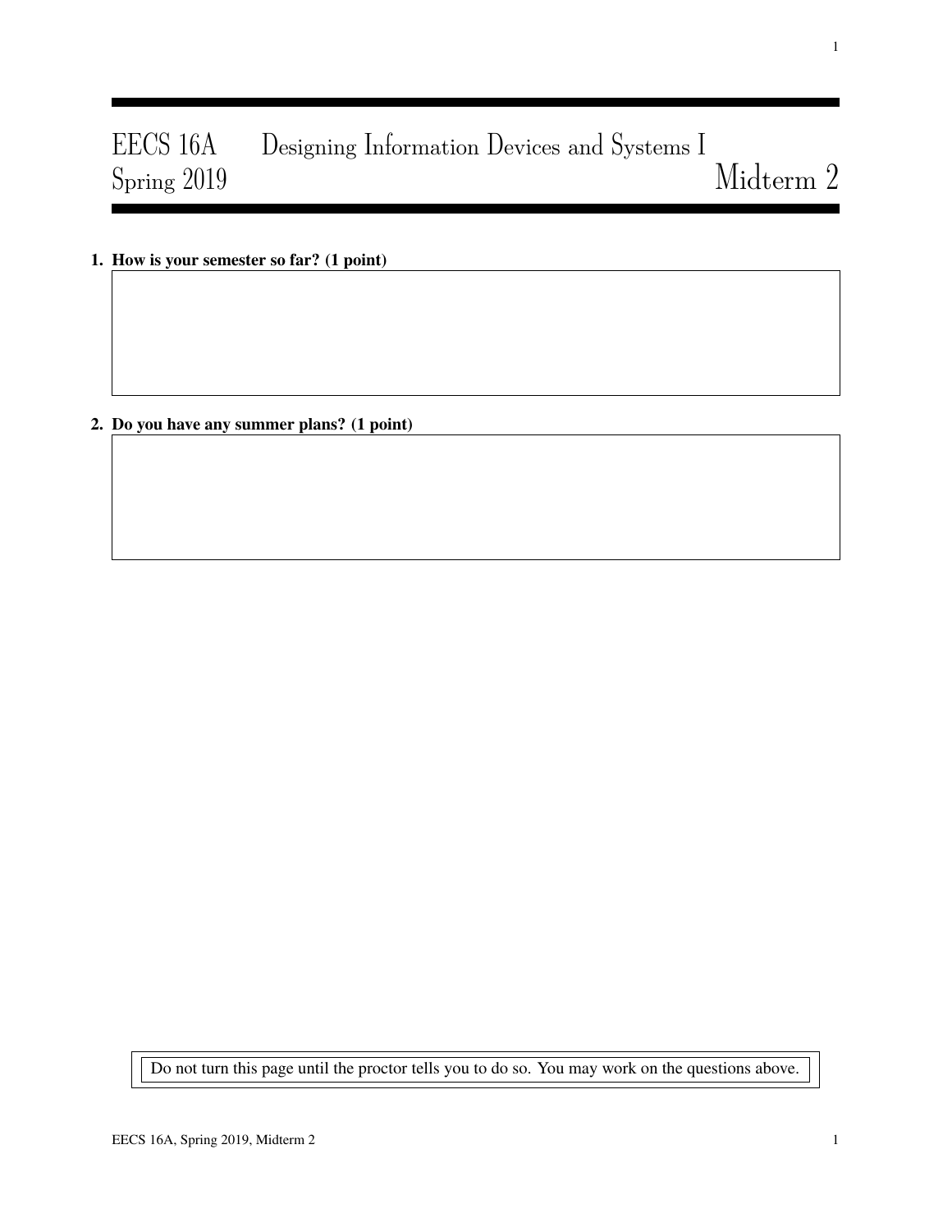# EECS 16A Designing Information Devices and Systems I
## Spring 2019 Midterm 2

**1. How is your semester so far? (1 point)**

**2. Do you have any summer plans? (1 point)**

Do not turn this page until the proctor tells you to do so. You may work on the questions above.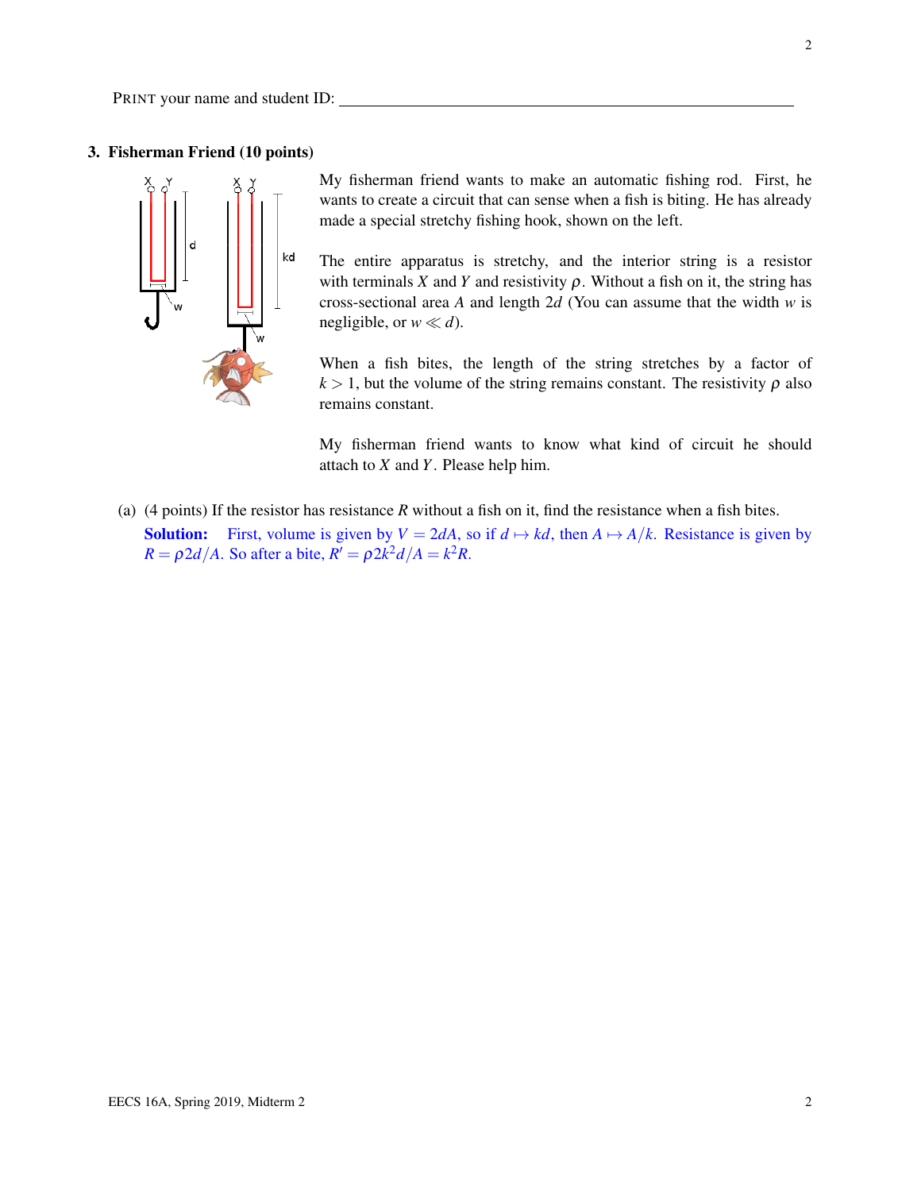PRINT your name and student ID: ________________________________________________

## 3. Fisherman Friend (10 points)

My fisherman friend wants to make an automatic fishing rod. First, he wants to create a circuit that can sense when a fish is biting. He has already made a special stretchy fishing hook, shown on the left.

The entire apparatus is stretchy, and the interior string is a resistor with terminals $X$ and $Y$ and resistivity $\rho$. Without a fish on it, the string has cross-sectional area $A$ and length $2d$ (You can assume that the width $w$ is negligible, or $w \ll d$).

When a fish bites, the length of the string stretches by a factor of $k > 1$, but the volume of the string remains constant. The resistivity $\rho$ also remains constant.

My fisherman friend wants to know what kind of circuit he should attach to $X$ and $Y$. Please help him.

(a) (4 points) If the resistor has resistance $R$ without a fish on it, find the resistance when a fish bites.

**Solution:** First, volume is given by $V = 2dA$, so if $d \mapsto kd$, then $A \mapsto A/k$. Resistance is given by $R = \rho 2d/A$. So after a bite, $R' = \rho 2k^2 d/A = k^2 R$.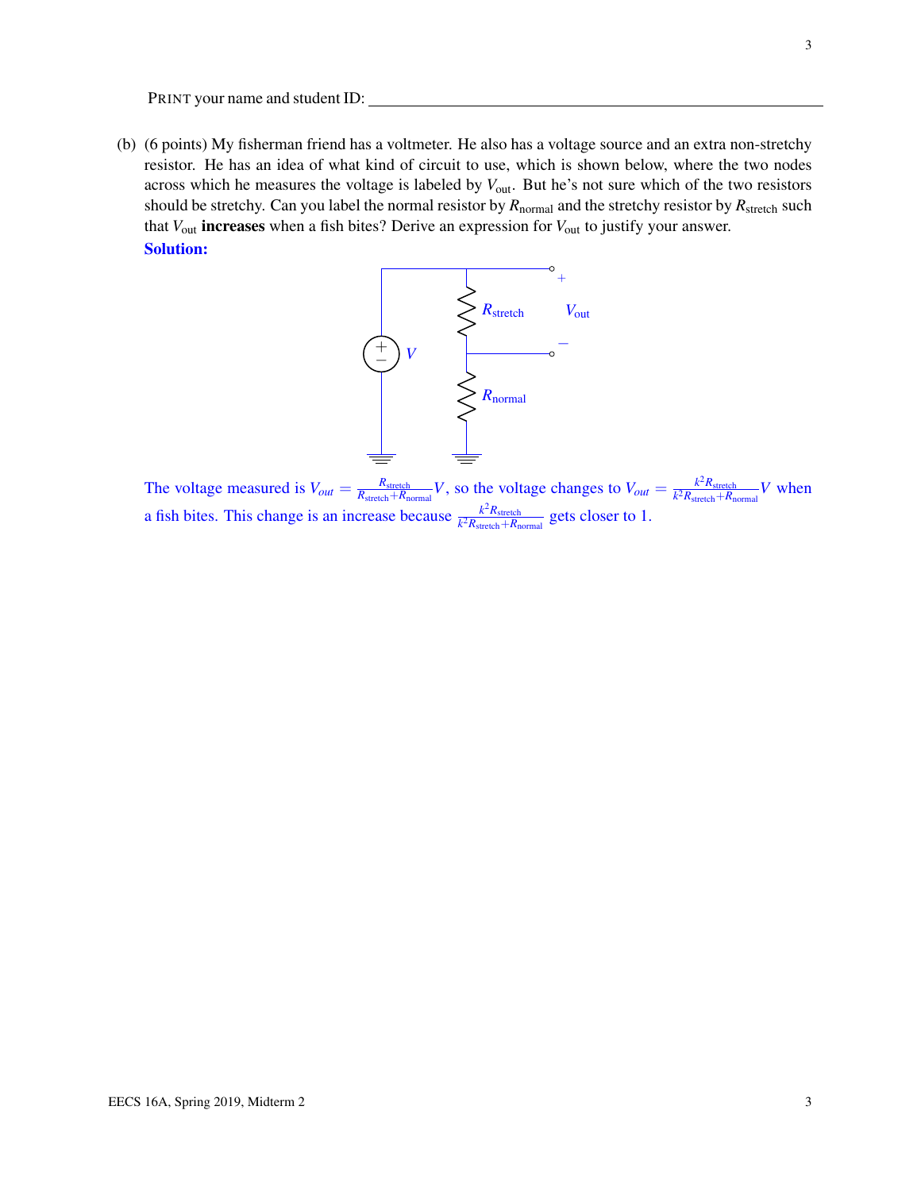PRINT your name and student ID: ____________________________________________

(b) (6 points) My fisherman friend has a voltmeter. He also has a voltage source and an extra non-stretchy resistor. He has an idea of what kind of circuit to use, which is shown below, where the two nodes across which he measures the voltage is labeled by $V_{\text{out}}$. But he's not sure which of the two resistors should be stretchy. Can you label the normal resistor by $R_{\text{normal}}$ and the stretchy resistor by $R_{\text{stretch}}$ such that $V_{\text{out}}$ **increases** when a fish bites? Derive an expression for $V_{\text{out}}$ to justify your answer.

**Solution:**

The voltage measured is $V_{out} = \frac{R_{\text{stretch}}}{R_{\text{stretch}}+R_{\text{normal}}}V$, so the voltage changes to $V_{out} = \frac{k^2 R_{\text{stretch}}}{k^2 R_{\text{stretch}}+R_{\text{normal}}}V$ when a fish bites. This change is an increase because $\frac{k^2 R_{\text{stretch}}}{k^2 R_{\text{stretch}}+R_{\text{normal}}}$ gets closer to 1.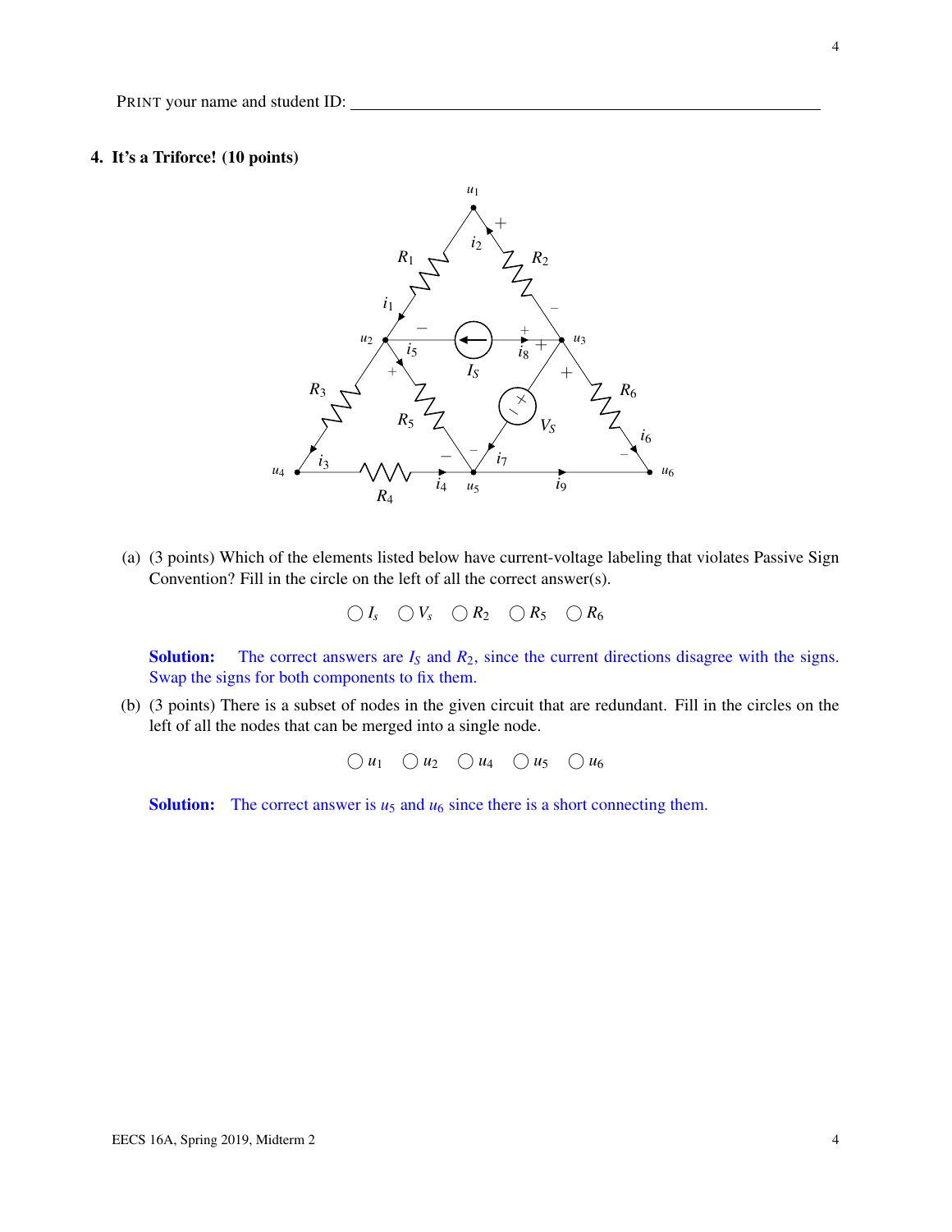PRINT your name and student ID: ____________________________________________

## 4. It's a Triforce! (10 points)

(a) (3 points) Which of the elements listed below have current-voltage labeling that violates Passive Sign Convention? Fill in the circle on the left of all the correct answer(s).

◯ $I_s$ ◯ $V_s$ ◯ $R_2$ ◯ $R_5$ ◯ $R_6$

**Solution:** The correct answers are $I_S$ and $R_2$, since the current directions disagree with the signs. Swap the signs for both components to fix them.

(b) (3 points) There is a subset of nodes in the given circuit that are redundant. Fill in the circles on the left of all the nodes that can be merged into a single node.

◯ $u_1$ ◯ $u_2$ ◯ $u_4$ ◯ $u_5$ ◯ $u_6$

**Solution:** The correct answer is $u_5$ and $u_6$ since there is a short connecting them.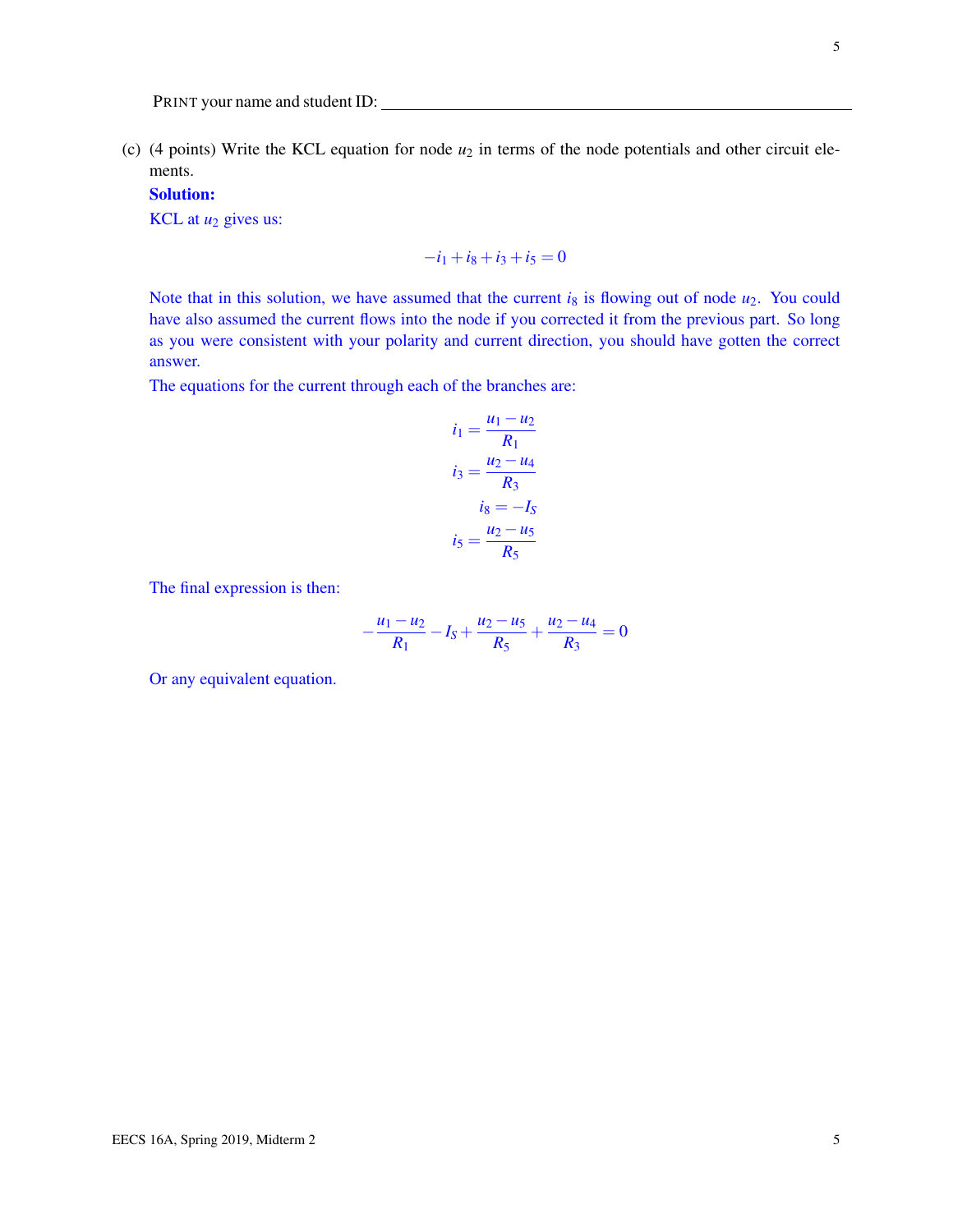PRINT your name and student ID: ______________________________

(c) (4 points) Write the KCL equation for node $u_2$ in terms of the node potentials and other circuit elements.

**Solution:**

KCL at $u_2$ gives us:

$$-i_1 + i_8 + i_3 + i_5 = 0$$

Note that in this solution, we have assumed that the current $i_8$ is flowing out of node $u_2$. You could have also assumed the current flows into the node if you corrected it from the previous part. So long as you were consistent with your polarity and current direction, you should have gotten the correct answer.

The equations for the current through each of the branches are:

$$i_1 = \frac{u_1 - u_2}{R_1}$$

$$i_3 = \frac{u_2 - u_4}{R_3}$$

$$i_8 = -I_S$$

$$i_5 = \frac{u_2 - u_5}{R_5}$$

The final expression is then:

$$-\frac{u_1 - u_2}{R_1} - I_S + \frac{u_2 - u_5}{R_5} + \frac{u_2 - u_4}{R_3} = 0$$

Or any equivalent equation.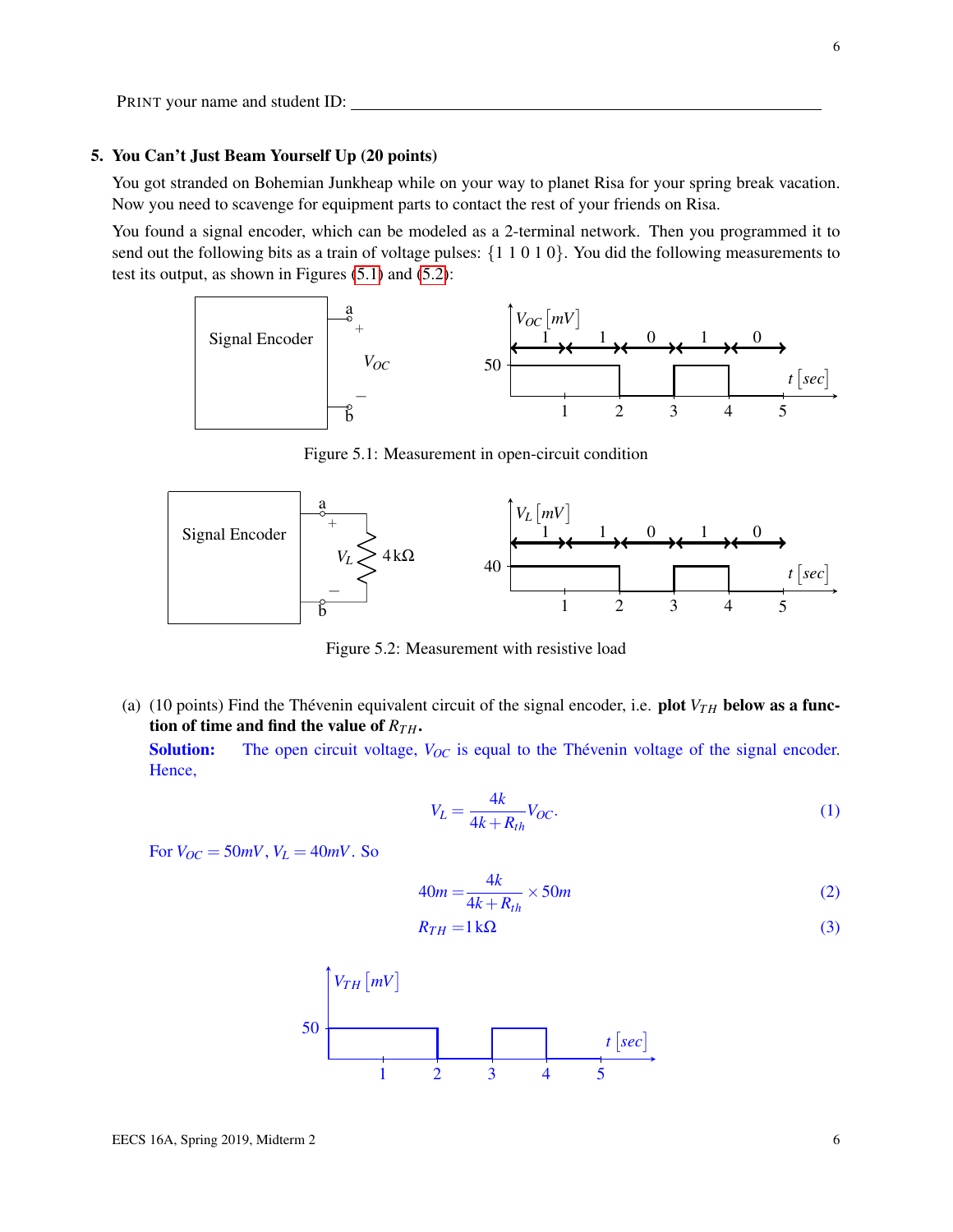PRINT your name and student ID: ______________________________

## 5. You Can't Just Beam Yourself Up (20 points)

You got stranded on Bohemian Junkheap while on your way to planet Risa for your spring break vacation. Now you need to scavenge for equipment parts to contact the rest of your friends on Risa.

You found a signal encoder, which can be modeled as a 2-terminal network. Then you programmed it to send out the following bits as a train of voltage pulses: $\{1\ 1\ 0\ 1\ 0\}$. You did the following measurements to test its output, as shown in Figures (5.1) and (5.2):

Figure 5.1: Measurement in open-circuit condition

Figure 5.2: Measurement with resistive load

(a) (10 points) Find the Thévenin equivalent circuit of the signal encoder, i.e. **plot $V_{TH}$ below as a function of time and find the value of $R_{TH}$.**

**Solution:** The open circuit voltage, $V_{OC}$ is equal to the Thévenin voltage of the signal encoder. Hence,

$$V_L = \frac{4k}{4k + R_{th}} V_{OC}. \tag{1}$$

For $V_{OC} = 50mV$, $V_L = 40mV$. So

$$40m = \frac{4k}{4k + R_{th}} \times 50m \tag{2}$$

$$R_{TH} = 1\,\text{k}\Omega \tag{3}$$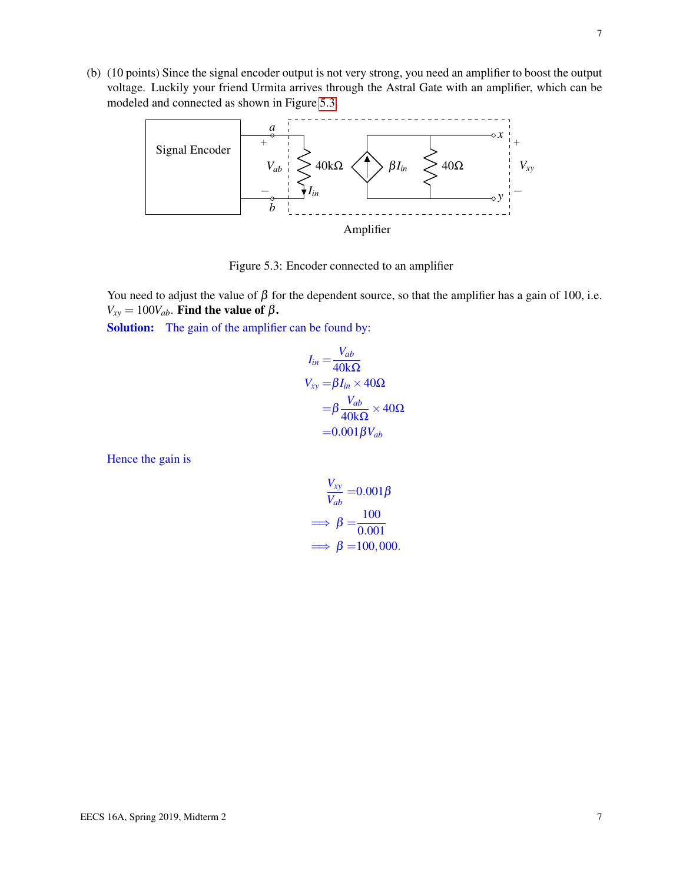(b) (10 points) Since the signal encoder output is not very strong, you need an amplifier to boost the output voltage. Luckily your friend Urmita arrives through the Astral Gate with an amplifier, which can be modeled and connected as shown in Figure 5.3.

Figure 5.3: Encoder connected to an amplifier

You need to adjust the value of $\beta$ for the dependent source, so that the amplifier has a gain of 100, i.e. $V_{xy} = 100V_{ab}$. **Find the value of $\beta$.**

**Solution:** The gain of the amplifier can be found by:

$$
\begin{aligned}
I_{in} &= \frac{V_{ab}}{40\text{k}\Omega} \\
V_{xy} &= \beta I_{in} \times 40\Omega \\
&= \beta \frac{V_{ab}}{40\text{k}\Omega} \times 40\Omega \\
&= 0.001\beta V_{ab}
\end{aligned}
$$

Hence the gain is

$$
\begin{aligned}
\frac{V_{xy}}{V_{ab}} &= 0.001\beta \\
\implies \beta &= \frac{100}{0.001} \\
\implies \beta &= 100{,}000.
\end{aligned}
$$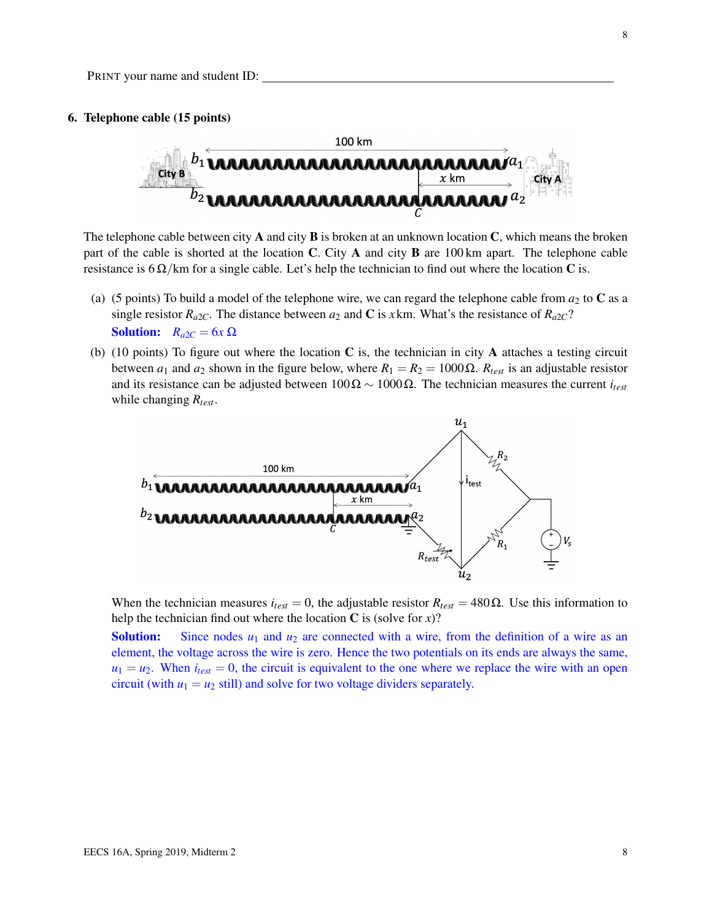PRINT your name and student ID: ____________________________________________

## 6. Telephone cable (15 points)

The telephone cable between city **A** and city **B** is broken at an unknown location **C**, which means the broken part of the cable is shorted at the location **C**. City **A** and city **B** are 100 km apart. The telephone cable resistance is $6\,\Omega/\text{km}$ for a single cable. Let's help the technician to find out where the location **C** is.

(a) (5 points) To build a model of the telephone wire, we can regard the telephone cable from $a_2$ to **C** as a single resistor $R_{a2C}$. The distance between $a_2$ and **C** is $x$ km. What's the resistance of $R_{a2C}$?

**Solution:** $R_{a2C} = 6x\ \Omega$

(b) (10 points) To figure out where the location **C** is, the technician in city **A** attaches a testing circuit between $a_1$ and $a_2$ shown in the figure below, where $R_1 = R_2 = 1000\,\Omega$. $R_{test}$ is an adjustable resistor and its resistance can be adjusted between $100\,\Omega \sim 1000\,\Omega$. The technician measures the current $i_{test}$ while changing $R_{test}$.

When the technician measures $i_{test} = 0$, the adjustable resistor $R_{test} = 480\,\Omega$. Use this information to help the technician find out where the location **C** is (solve for $x$)?

**Solution:** Since nodes $u_1$ and $u_2$ are connected with a wire, from the definition of a wire as an element, the voltage across the wire is zero. Hence the two potentials on its ends are always the same, $u_1 = u_2$. When $i_{test} = 0$, the circuit is equivalent to the one where we replace the wire with an open circuit (with $u_1 = u_2$ still) and solve for two voltage dividers separately.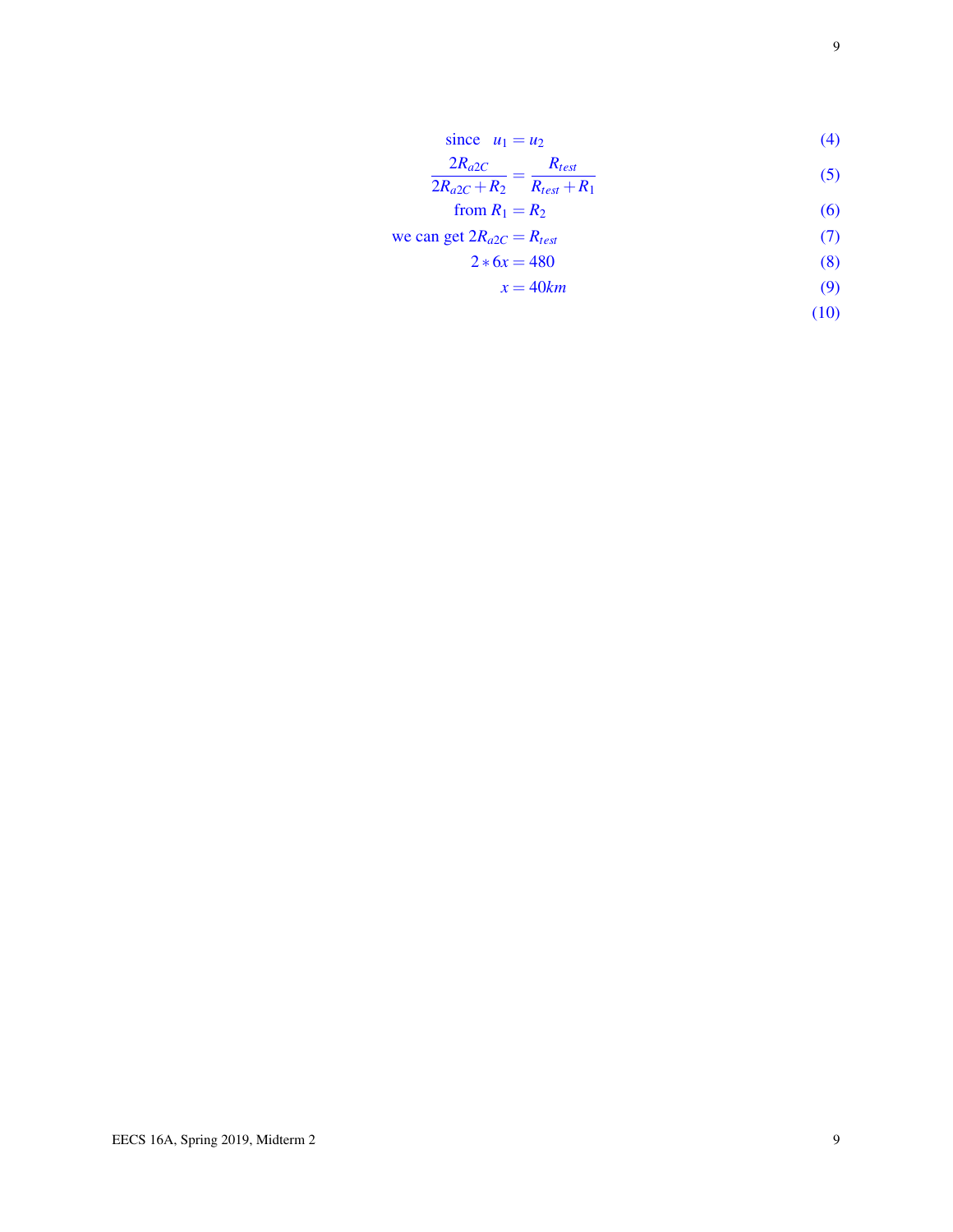$$\text{since} \quad u_1 = u_2 \tag{4}$$

$$\frac{2R_{a2C}}{2R_{a2C} + R_2} = \frac{R_{test}}{R_{test} + R_1} \tag{5}$$

$$\text{from } R_1 = R_2 \tag{6}$$

$$\text{we can get } 2R_{a2C} = R_{test} \tag{7}$$

$$2 * 6x = 480 \tag{8}$$

$$x = 40km \tag{9}$$

$$\tag{10}$$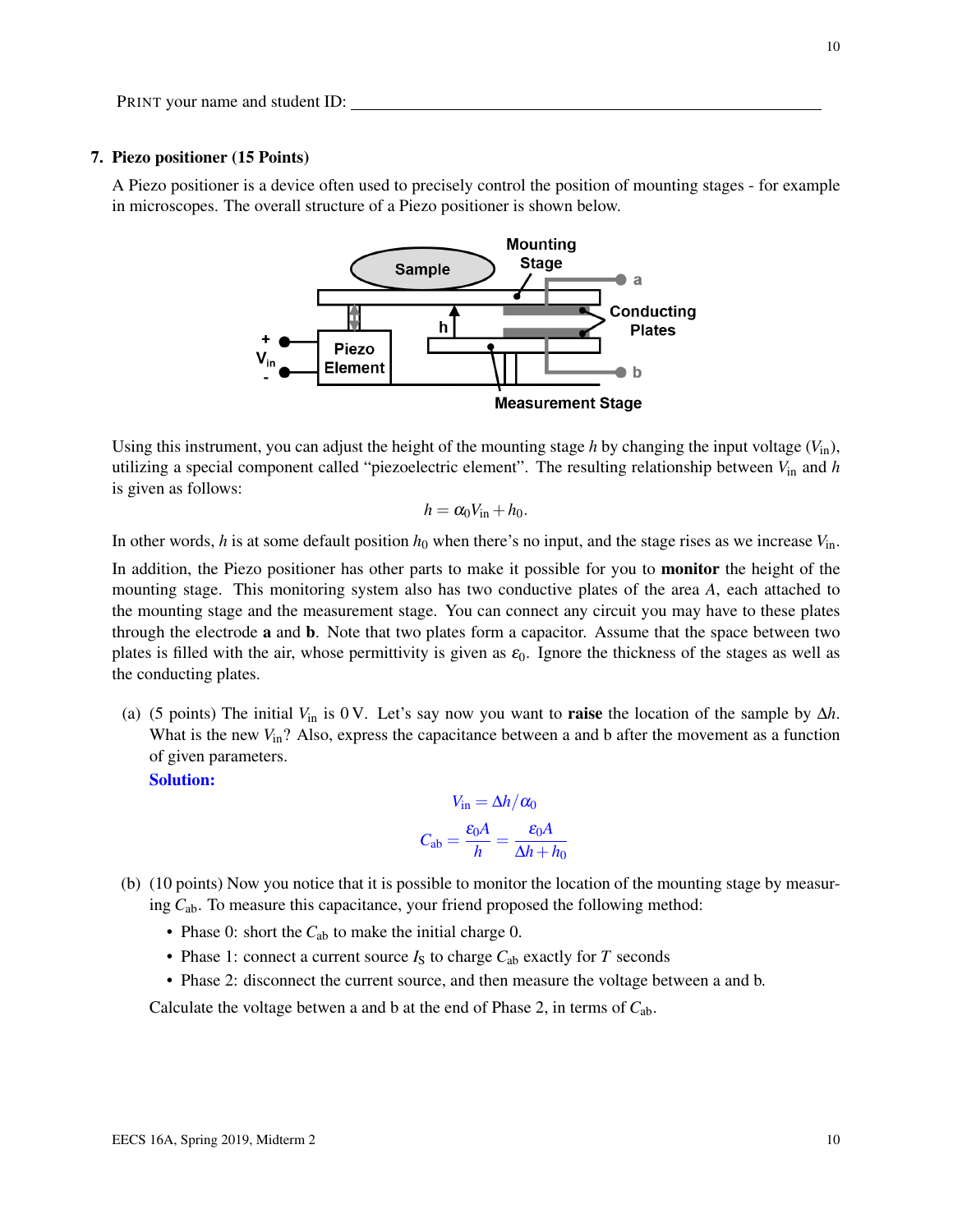PRINT your name and student ID: \_\_\_\_\_\_\_\_\_\_\_\_\_\_\_\_\_\_\_\_\_\_\_\_\_\_\_\_\_\_\_\_\_\_\_\_\_\_\_\_\_\_\_\_

## 7. Piezo positioner (15 Points)

A Piezo positioner is a device often used to precisely control the position of mounting stages - for example in microscopes. The overall structure of a Piezo positioner is shown below.

Using this instrument, you can adjust the height of the mounting stage $h$ by changing the input voltage ($V_{in}$), utilizing a special component called "piezoelectric element". The resulting relationship between $V_{in}$ and $h$ is given as follows:

$$h = \alpha_0 V_{in} + h_0.$$

In other words, $h$ is at some default position $h_0$ when there's no input, and the stage rises as we increase $V_{in}$.

In addition, the Piezo positioner has other parts to make it possible for you to **monitor** the height of the mounting stage. This monitoring system also has two conductive plates of the area $A$, each attached to the mounting stage and the measurement stage. You can connect any circuit you may have to these plates through the electrode **a** and **b**. Note that two plates form a capacitor. Assume that the space between two plates is filled with the air, whose permittivity is given as $\varepsilon_0$. Ignore the thickness of the stages as well as the conducting plates.

(a) (5 points) The initial $V_{in}$ is 0 V. Let's say now you want to **raise** the location of the sample by $\Delta h$. What is the new $V_{in}$? Also, express the capacitance between a and b after the movement as a function of given parameters.

**Solution:**

$$V_{in} = \Delta h / \alpha_0$$

$$C_{ab} = \frac{\varepsilon_0 A}{h} = \frac{\varepsilon_0 A}{\Delta h + h_0}$$

(b) (10 points) Now you notice that it is possible to monitor the location of the mounting stage by measuring $C_{ab}$. To measure this capacitance, your friend proposed the following method:

- Phase 0: short the $C_{ab}$ to make the initial charge 0.
- Phase 1: connect a current source $I_S$ to charge $C_{ab}$ exactly for $T$ seconds
- Phase 2: disconnect the current source, and then measure the voltage between a and b.

Calculate the voltage betwen a and b at the end of Phase 2, in terms of $C_{ab}$.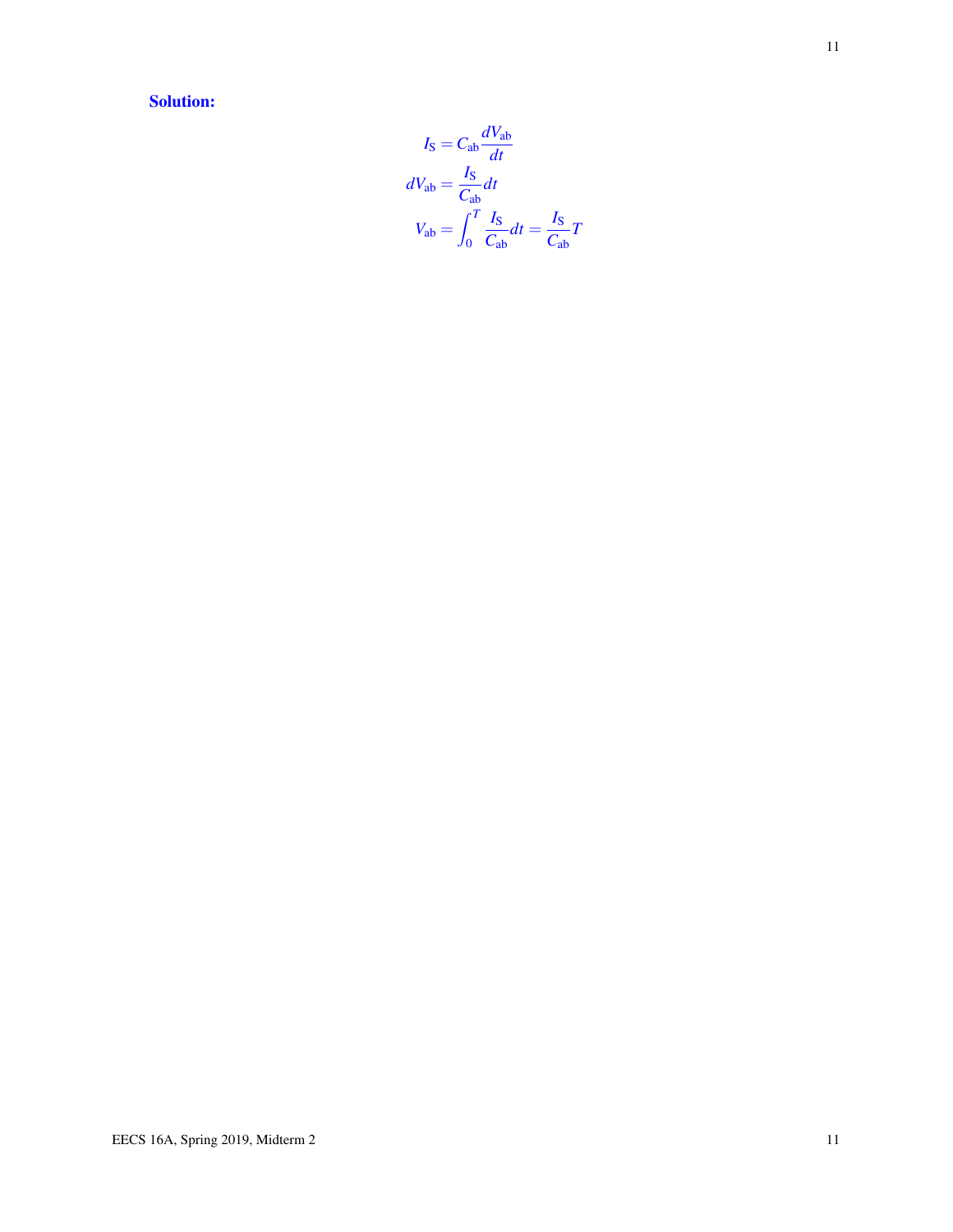**Solution:**

$$I_{\text{S}} = C_{\text{ab}} \frac{dV_{\text{ab}}}{dt}$$

$$dV_{\text{ab}} = \frac{I_{\text{S}}}{C_{\text{ab}}} dt$$

$$V_{\text{ab}} = \int_0^T \frac{I_{\text{S}}}{C_{\text{ab}}} dt = \frac{I_{\text{S}}}{C_{\text{ab}}} T$$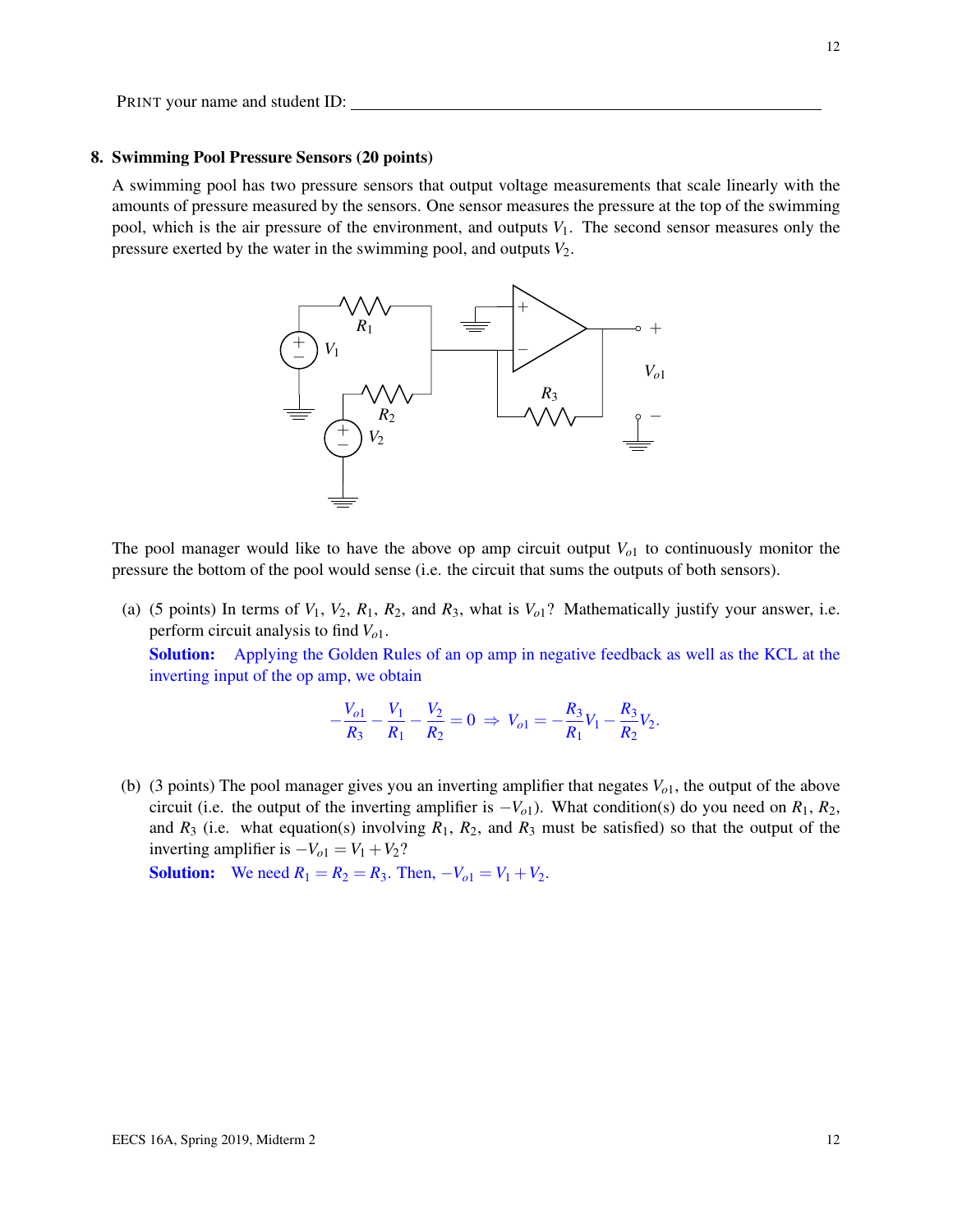PRINT your name and student ID: ______________________________

**8. Swimming Pool Pressure Sensors (20 points)**

A swimming pool has two pressure sensors that output voltage measurements that scale linearly with the amounts of pressure measured by the sensors. One sensor measures the pressure at the top of the swimming pool, which is the air pressure of the environment, and outputs $V_1$. The second sensor measures only the pressure exerted by the water in the swimming pool, and outputs $V_2$.

The pool manager would like to have the above op amp circuit output $V_{o1}$ to continuously monitor the pressure the bottom of the pool would sense (i.e. the circuit that sums the outputs of both sensors).

(a) (5 points) In terms of $V_1$, $V_2$, $R_1$, $R_2$, and $R_3$, what is $V_{o1}$? Mathematically justify your answer, i.e. perform circuit analysis to find $V_{o1}$.

**Solution:** Applying the Golden Rules of an op amp in negative feedback as well as the KCL at the inverting input of the op amp, we obtain

$$-\frac{V_{o1}}{R_3} - \frac{V_1}{R_1} - \frac{V_2}{R_2} = 0 \Rightarrow V_{o1} = -\frac{R_3}{R_1}V_1 - \frac{R_3}{R_2}V_2.$$

(b) (3 points) The pool manager gives you an inverting amplifier that negates $V_{o1}$, the output of the above circuit (i.e. the output of the inverting amplifier is $-V_{o1}$). What condition(s) do you need on $R_1$, $R_2$, and $R_3$ (i.e. what equation(s) involving $R_1$, $R_2$, and $R_3$ must be satisfied) so that the output of the inverting amplifier is $-V_{o1} = V_1 + V_2$?

**Solution:** We need $R_1 = R_2 = R_3$. Then, $-V_{o1} = V_1 + V_2$.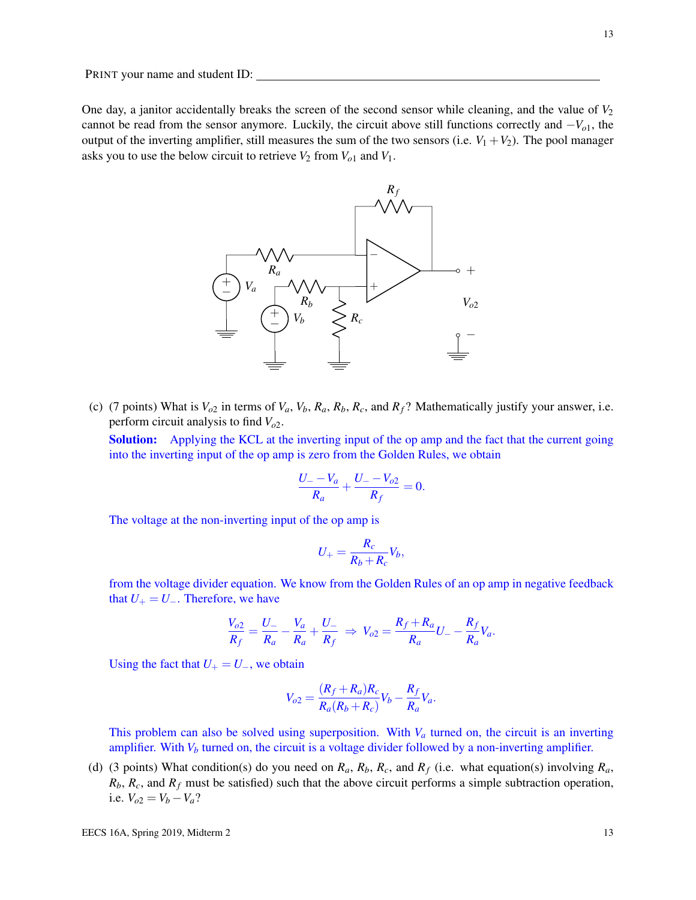PRINT your name and student ID: \_\_\_\_\_\_\_\_\_\_\_\_\_\_\_\_\_\_\_\_\_\_\_\_\_\_\_\_\_\_\_\_\_\_\_\_\_\_\_\_\_\_\_\_\_\_\_\_

One day, a janitor accidentally breaks the screen of the second sensor while cleaning, and the value of $V_2$ cannot be read from the sensor anymore. Luckily, the circuit above still functions correctly and $-V_{o1}$, the output of the inverting amplifier, still measures the sum of the two sensors (i.e. $V_1 + V_2$). The pool manager asks you to use the below circuit to retrieve $V_2$ from $V_{o1}$ and $V_1$.

(c) (7 points) What is $V_{o2}$ in terms of $V_a$, $V_b$, $R_a$, $R_b$, $R_c$, and $R_f$? Mathematically justify your answer, i.e. perform circuit analysis to find $V_{o2}$.

**Solution:** Applying the KCL at the inverting input of the op amp and the fact that the current going into the inverting input of the op amp is zero from the Golden Rules, we obtain

$$\frac{U_- - V_a}{R_a} + \frac{U_- - V_{o2}}{R_f} = 0.$$

The voltage at the non-inverting input of the op amp is

$$U_+ = \frac{R_c}{R_b + R_c} V_b,$$

from the voltage divider equation. We know from the Golden Rules of an op amp in negative feedback that $U_+ = U_-$. Therefore, we have

$$\frac{V_{o2}}{R_f} = \frac{U_-}{R_a} - \frac{V_a}{R_a} + \frac{U_-}{R_f} \Rightarrow V_{o2} = \frac{R_f + R_a}{R_a} U_- - \frac{R_f}{R_a} V_a.$$

Using the fact that $U_+ = U_-$, we obtain

$$V_{o2} = \frac{(R_f + R_a)R_c}{R_a(R_b + R_c)} V_b - \frac{R_f}{R_a} V_a.$$

This problem can also be solved using superposition. With $V_a$ turned on, the circuit is an inverting amplifier. With $V_b$ turned on, the circuit is a voltage divider followed by a non-inverting amplifier.

(d) (3 points) What condition(s) do you need on $R_a$, $R_b$, $R_c$, and $R_f$ (i.e. what equation(s) involving $R_a$, $R_b$, $R_c$, and $R_f$ must be satisfied) such that the above circuit performs a simple subtraction operation, i.e. $V_{o2} = V_b - V_a$?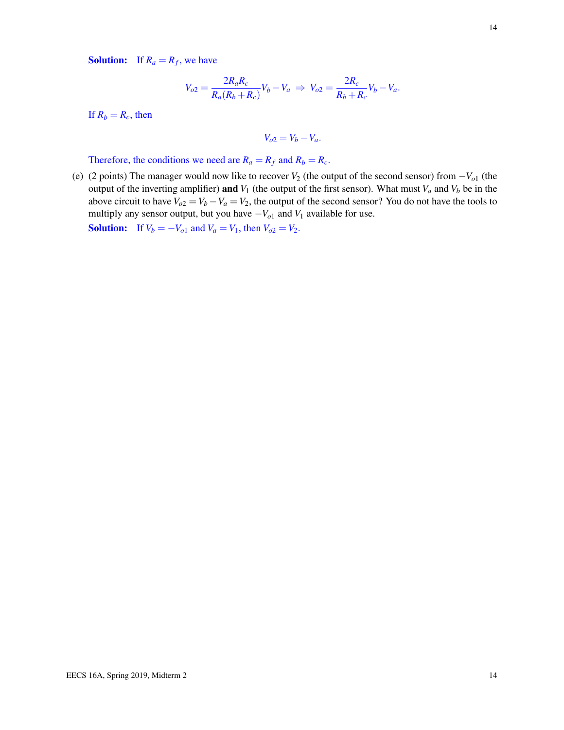**Solution:** If $R_a = R_f$, we have

$$V_{o2} = \frac{2R_aR_c}{R_a(R_b+R_c)}V_b - V_a \Rightarrow V_{o2} = \frac{2R_c}{R_b+R_c}V_b - V_a.$$

If $R_b = R_c$, then

$$V_{o2} = V_b - V_a.$$

Therefore, the conditions we need are $R_a = R_f$ and $R_b = R_c$.

(e) (2 points) The manager would now like to recover $V_2$ (the output of the second sensor) from $-V_{o1}$ (the output of the inverting amplifier) **and** $V_1$ (the output of the first sensor). What must $V_a$ and $V_b$ be in the above circuit to have $V_{o2} = V_b - V_a = V_2$, the output of the second sensor? You do not have the tools to multiply any sensor output, but you have $-V_{o1}$ and $V_1$ available for use.

**Solution:** If $V_b = -V_{o1}$ and $V_a = V_1$, then $V_{o2} = V_2$.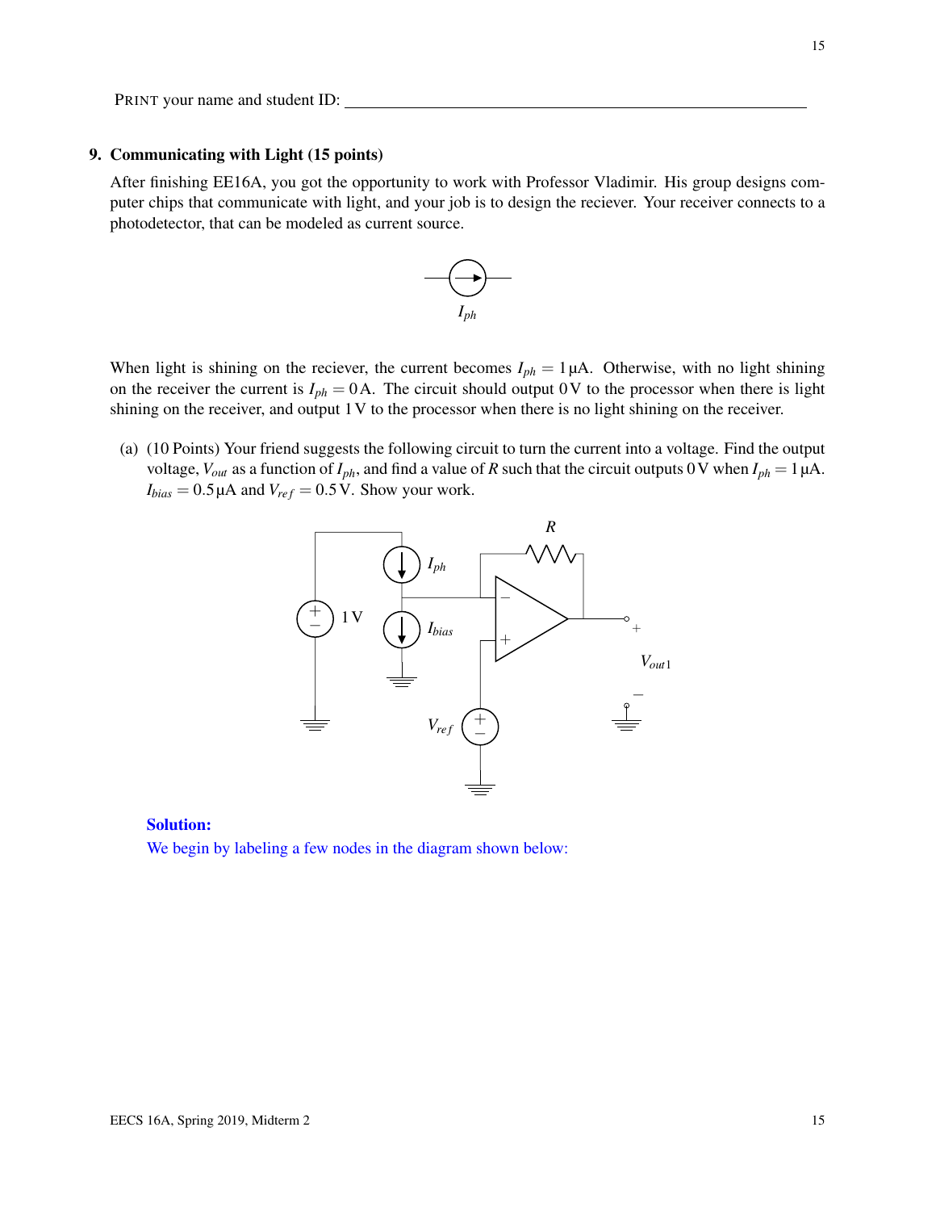PRINT your name and student ID: ____________________

### 9. Communicating with Light (15 points)

After finishing EE16A, you got the opportunity to work with Professor Vladimir. His group designs computer chips that communicate with light, and your job is to design the reciever. Your receiver connects to a photodetector, that can be modeled as current source.

When light is shining on the reciever, the current becomes $I_{ph} = 1\,\mu A$. Otherwise, with no light shining on the receiver the current is $I_{ph} = 0\,A$. The circuit should output $0\,V$ to the processor when there is light shining on the receiver, and output $1\,V$ to the processor when there is no light shining on the receiver.

(a) (10 Points) Your friend suggests the following circuit to turn the current into a voltage. Find the output voltage, $V_{out}$ as a function of $I_{ph}$, and find a value of $R$ such that the circuit outputs $0\,V$ when $I_{ph} = 1\,\mu A$. $I_{bias} = 0.5\,\mu A$ and $V_{ref} = 0.5\,V$. Show your work.

**Solution:**

We begin by labeling a few nodes in the diagram shown below: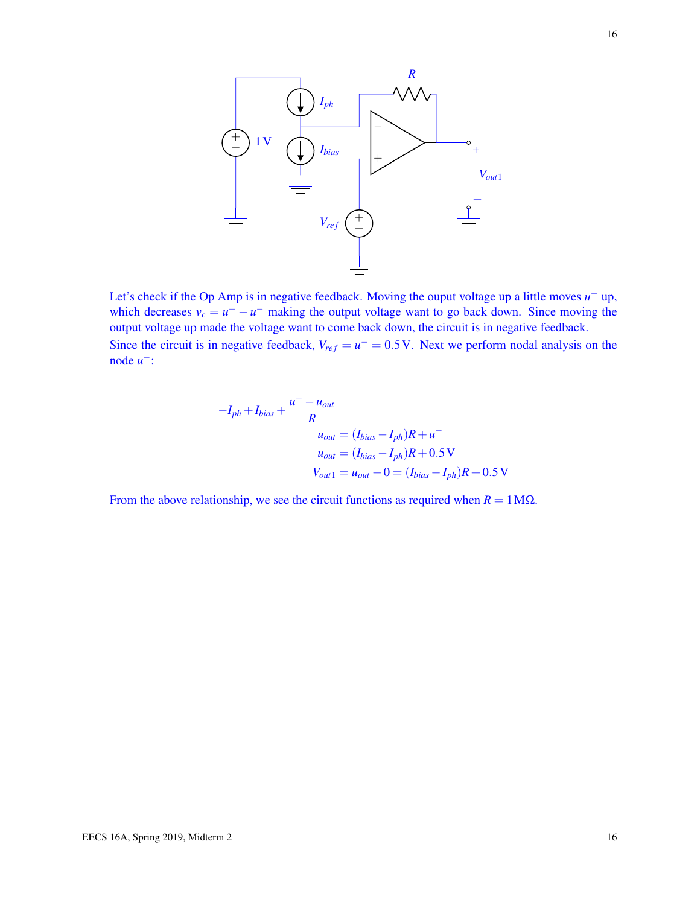Let's check if the Op Amp is in negative feedback. Moving the ouput voltage up a little moves $u^-$ up, which decreases $v_c = u^+ - u^-$ making the output voltage want to go back down. Since moving the output voltage up made the voltage want to come back down, the circuit is in negative feedback.

Since the circuit is in negative feedback, $V_{ref} = u^- = 0.5\,\text{V}$. Next we perform nodal analysis on the node $u^-$:

$$-I_{ph} + I_{bias} + \frac{u^- - u_{out}}{R}$$

$$u_{out} = (I_{bias} - I_{ph})R + u^-$$

$$u_{out} = (I_{bias} - I_{ph})R + 0.5\,\text{V}$$

$$V_{out1} = u_{out} - 0 = (I_{bias} - I_{ph})R + 0.5\,\text{V}$$

From the above relationship, we see the circuit functions as required when $R = 1\,\text{M}\Omega$.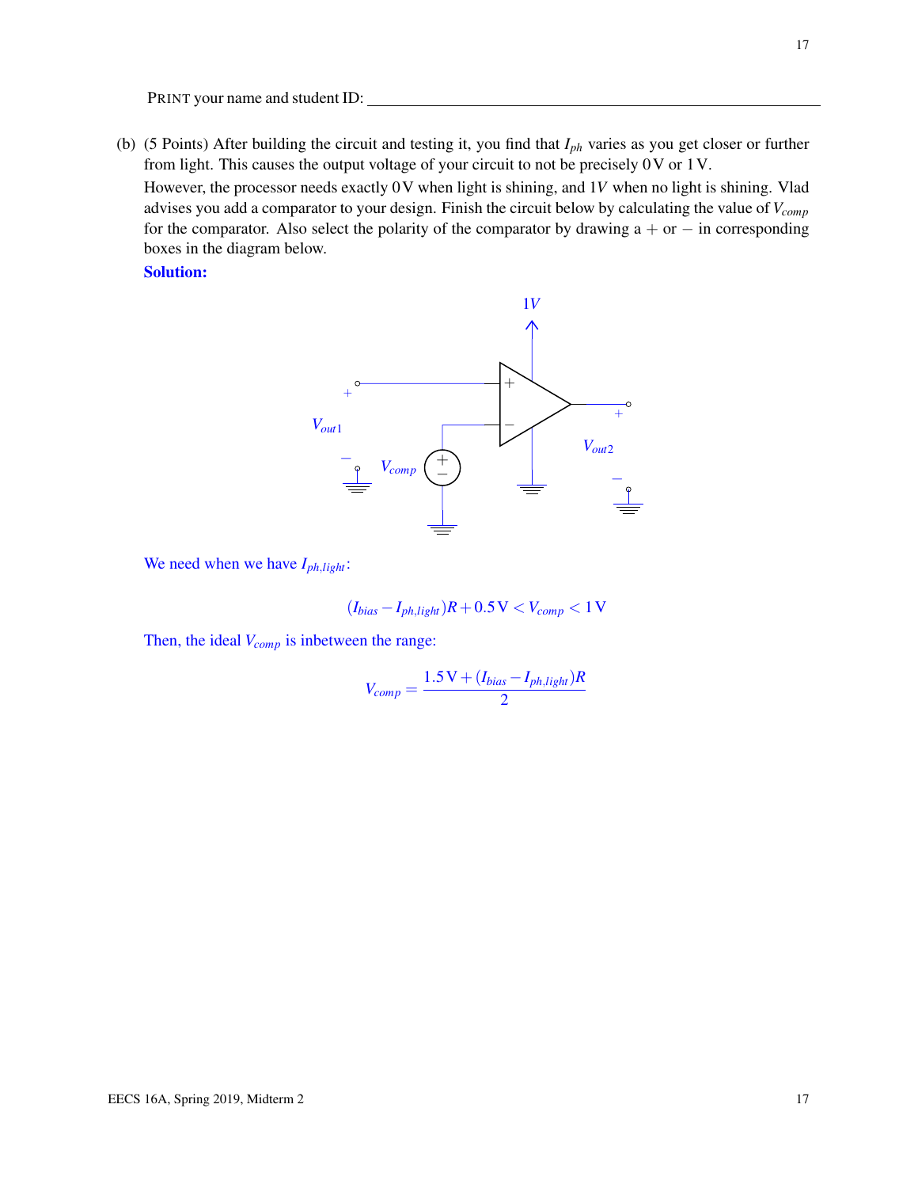PRINT your name and student ID: ______________________________

(b) (5 Points) After building the circuit and testing it, you find that $I_{ph}$ varies as you get closer or further from light. This causes the output voltage of your circuit to not be precisely 0 V or 1 V.

However, the processor needs exactly 0 V when light is shining, and $1V$ when no light is shining. Vlad advises you add a comparator to your design. Finish the circuit below by calculating the value of $V_{comp}$ for the comparator. Also select the polarity of the comparator by drawing a + or − in corresponding boxes in the diagram below.

**Solution:**

1V

+

$V_{out1}$

−

$V_{comp}$

+

−

+

−

+

$V_{out2}$

−

We need when we have $I_{ph,light}$:

$$(I_{bias} - I_{ph,light})R + 0.5\,\text{V} < V_{comp} < 1\,\text{V}$$

Then, the ideal $V_{comp}$ is inbetween the range:

$$V_{comp} = \frac{1.5\,\text{V} + (I_{bias} - I_{ph,light})R}{2}$$